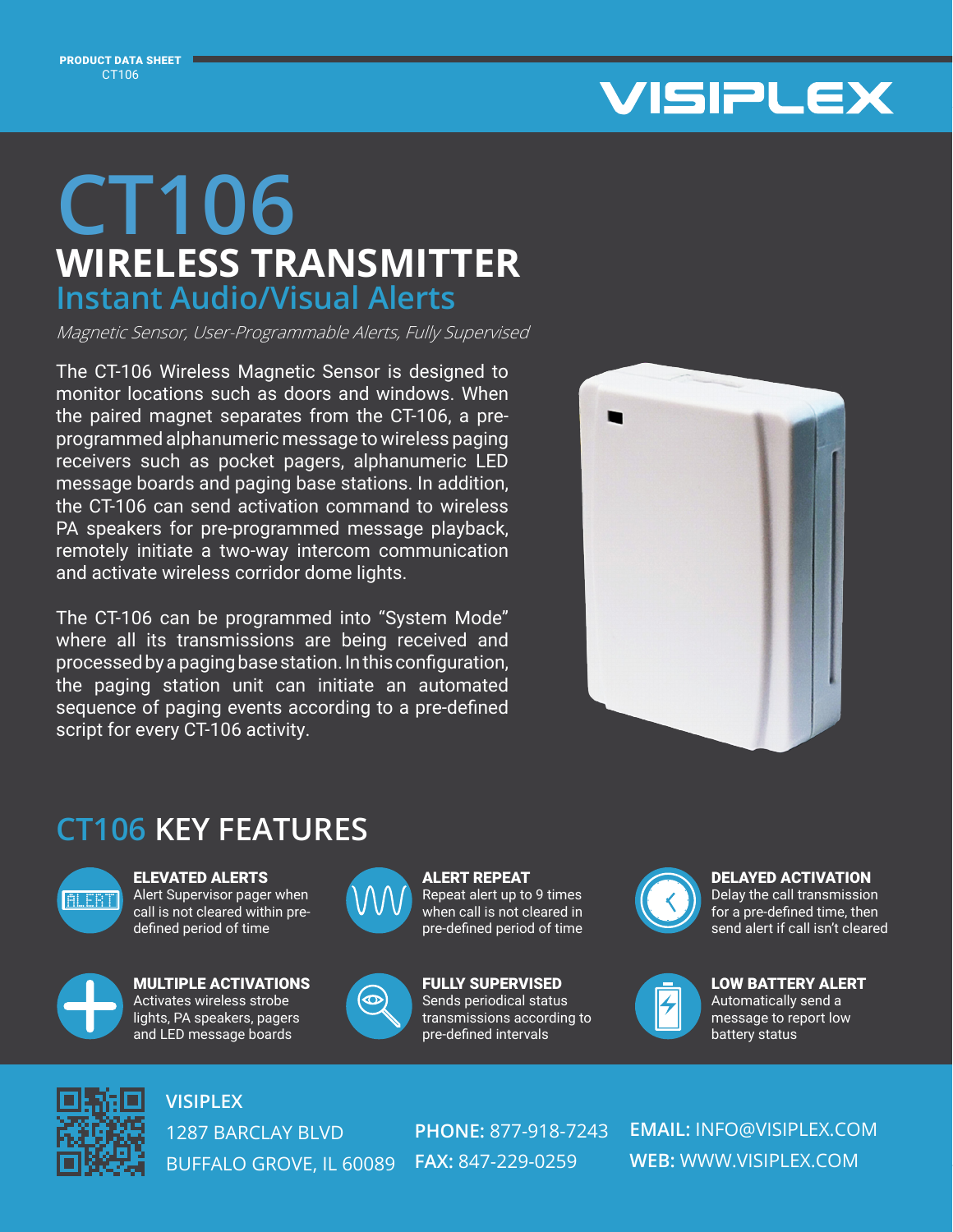PRODUCT DATA SHEET
CT106

VISIPLEX

# CT106

## WIRELESS TRANSMITTER

### Instant Audio/Visual Alerts

*Magnetic Sensor, User-Programmable Alerts, Fully Supervised*

The CT-106 Wireless Magnetic Sensor is designed to monitor locations such as doors and windows. When the paired magnet separates from the CT-106, a pre-programmed alphanumeric message to wireless paging receivers such as pocket pagers, alphanumeric LED message boards and paging base stations. In addition, the CT-106 can send activation command to wireless PA speakers for pre-programmed message playback, remotely initiate a two-way intercom communication and activate wireless corridor dome lights.

The CT-106 can be programmed into "System Mode" where all its transmissions are being received and processed by a paging base station. In this configuration, the paging station unit can initiate an automated sequence of paging events according to a pre-defined script for every CT-106 activity.

## CT106 KEY FEATURES

**ELEVATED ALERTS**
Alert Supervisor pager when call is not cleared within pre-defined period of time

**ALERT REPEAT**
Repeat alert up to 9 times when call is not cleared in pre-defined period of time

**DELAYED ACTIVATION**
Delay the call transmission for a pre-defined time, then send alert if call isn't cleared

**MULTIPLE ACTIVATIONS**
Activates wireless strobe lights, PA speakers, pagers and LED message boards

**FULLY SUPERVISED**
Sends periodical status transmissions according to pre-defined intervals

**LOW BATTERY ALERT**
Automatically send a message to report low battery status

**VISIPLEX**
1287 BARCLAY BLVD
BUFFALO GROVE, IL 60089

**PHONE:** 877-918-7243
**FAX:** 847-229-0259

**EMAIL:** INFO@VISIPLEX.COM
**WEB:** WWW.VISIPLEX.COM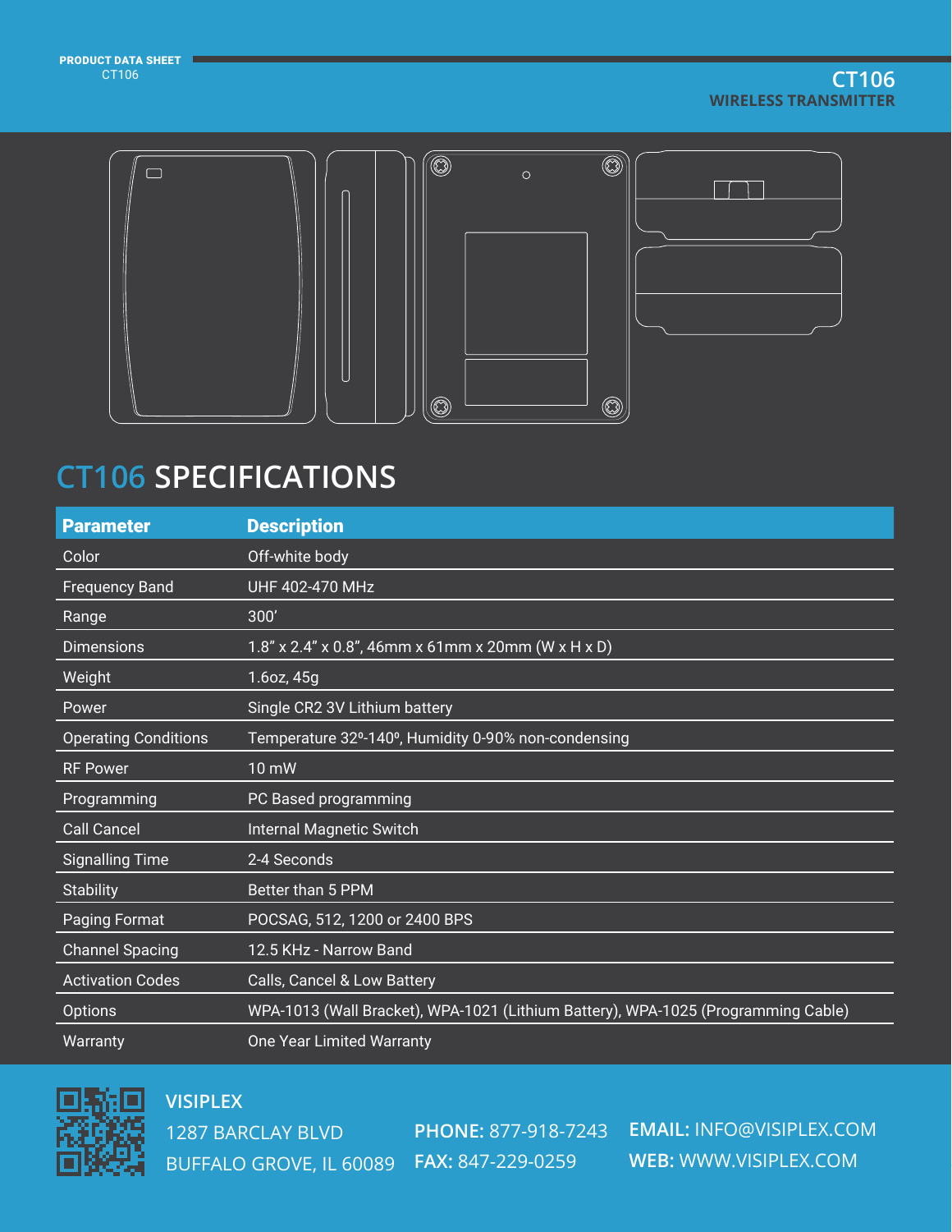PRODUCT DATA SHEET
CT106

# CT106
## WIRELESS TRANSMITTER

## CT106 SPECIFICATIONS

| Parameter | Description |
|---|---|
| Color | Off-white body |
| Frequency Band | UHF 402-470 MHz |
| Range | 300’ |
| Dimensions | 1.8” x 2.4” x 0.8”, 46mm x 61mm x 20mm (W x H x D) |
| Weight | 1.6oz, 45g |
| Power | Single CR2 3V Lithium battery |
| Operating Conditions | Temperature 32º-140º, Humidity 0-90% non-condensing |
| RF Power | 10 mW |
| Programming | PC Based programming |
| Call Cancel | Internal Magnetic Switch |
| Signalling Time | 2-4 Seconds |
| Stability | Better than 5 PPM |
| Paging Format | POCSAG, 512, 1200 or 2400 BPS |
| Channel Spacing | 12.5 KHz - Narrow Band |
| Activation Codes | Calls, Cancel & Low Battery |
| Options | WPA-1013 (Wall Bracket), WPA-1021 (Lithium Battery), WPA-1025 (Programming Cable) |
| Warranty | One Year Limited Warranty |

**VISIPLEX**
1287 BARCLAY BLVD
BUFFALO GROVE, IL 60089

**PHONE:** 877-918-7243
**FAX:** 847-229-0259

**EMAIL:** INFO@VISIPLEX.COM
**WEB:** WWW.VISIPLEX.COM